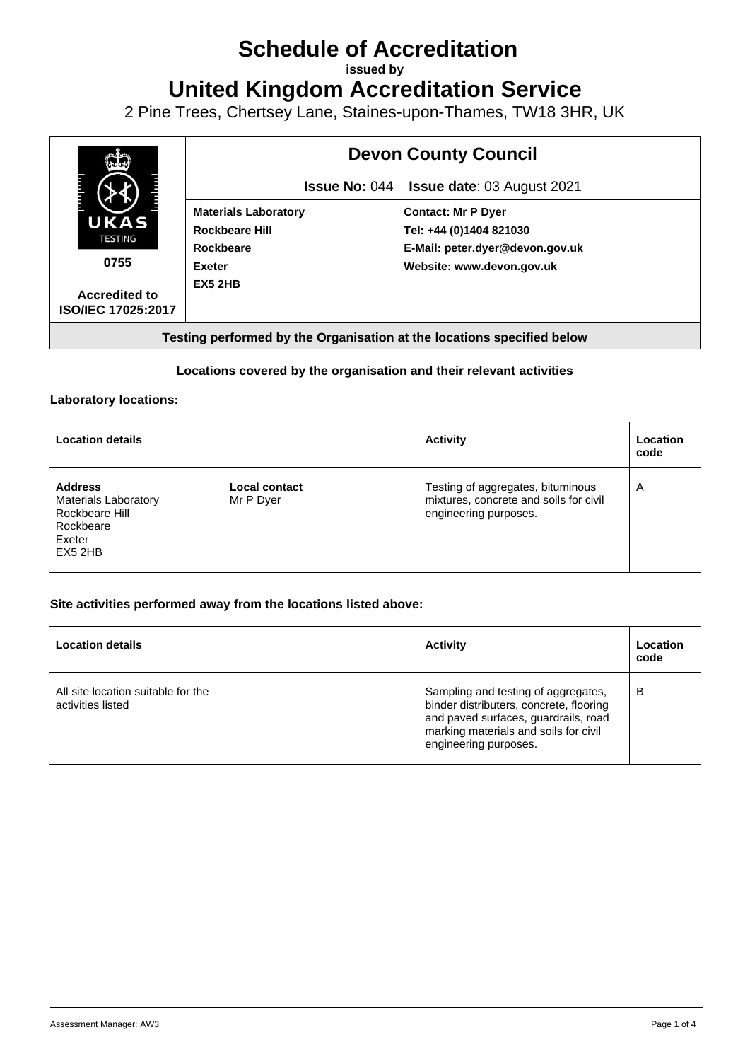# Schedule of Accreditation

**issued by**

# United Kingdom Accreditation Service

2 Pine Trees, Chertsey Lane, Staines-upon-Thames, TW18 3HR, UK

| UKAS TESTING 0755 Accredited to ISO/IEC 17025:2017 | **Devon County Council** | |
|---|---|---|
| | **Issue No:** 044 | **Issue date**: 03 August 2021 |
| | **Materials Laboratory**<br>**Rockbeare Hill**<br>**Rockbeare**<br>**Exeter**<br>**EX5 2HB** | **Contact: Mr P Dyer**<br>**Tel: +44 (0)1404 821030**<br>**E-Mail: peter.dyer@devon.gov.uk**<br>**Website: www.devon.gov.uk** |

**Testing performed by the Organisation at the locations specified below**

**Locations covered by the organisation and their relevant activities**

**Laboratory locations:**

| Location details | | Activity | Location code |
|---|---|---|---|
| **Address**<br>Materials Laboratory<br>Rockbeare Hill<br>Rockbeare<br>Exeter<br>EX5 2HB | **Local contact**<br>Mr P Dyer | Testing of aggregates, bituminous mixtures, concrete and soils for civil engineering purposes. | A |

**Site activities performed away from the locations listed above:**

| Location details | Activity | Location code |
|---|---|---|
| All site location suitable for the activities listed | Sampling and testing of aggregates, binder distributers, concrete, flooring and paved surfaces, guardrails, road marking materials and soils for civil engineering purposes. | B |

Assessment Manager: AW3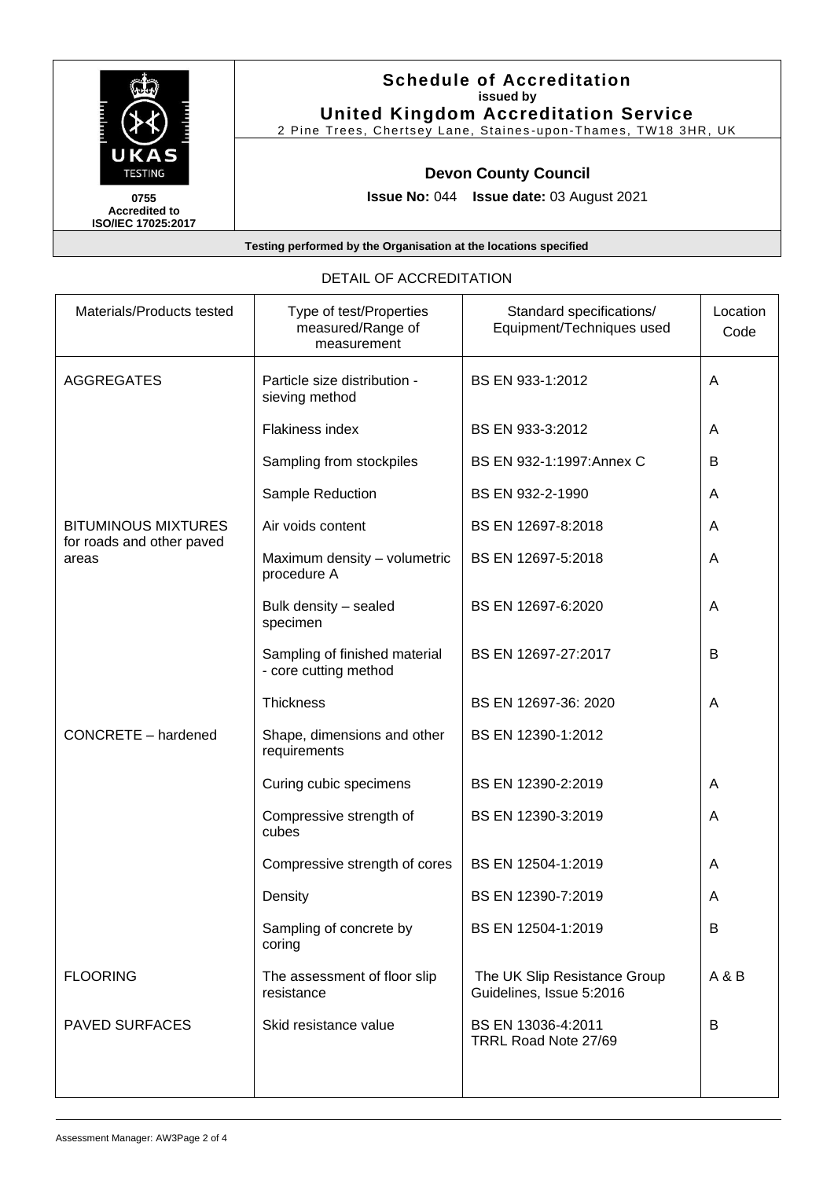# Schedule of Accreditation

**issued by**

**United Kingdom Accreditation Service**

2 Pine Trees, Chertsey Lane, Staines-upon-Thames, TW18 3HR, UK

0755
**Accredited to ISO/IEC 17025:2017**

## Devon County Council

**Issue No:** 044 **Issue date:** 03 August 2021

**Testing performed by the Organisation at the locations specified**

DETAIL OF ACCREDITATION

| Materials/Products tested | Type of test/Properties measured/Range of measurement | Standard specifications/ Equipment/Techniques used | Location Code |
|---|---|---|---|
| AGGREGATES | Particle size distribution - sieving method | BS EN 933-1:2012 | A |
| | Flakiness index | BS EN 933-3:2012 | A |
| | Sampling from stockpiles | BS EN 932-1:1997:Annex C | B |
| | Sample Reduction | BS EN 932-2-1990 | A |
| BITUMINOUS MIXTURES for roads and other paved areas | Air voids content | BS EN 12697-8:2018 | A |
| | Maximum density – volumetric procedure A | BS EN 12697-5:2018 | A |
| | Bulk density – sealed specimen | BS EN 12697-6:2020 | A |
| | Sampling of finished material - core cutting method | BS EN 12697-27:2017 | B |
| | Thickness | BS EN 12697-36: 2020 | A |
| CONCRETE – hardened | Shape, dimensions and other requirements | BS EN 12390-1:2012 | |
| | Curing cubic specimens | BS EN 12390-2:2019 | A |
| | Compressive strength of cubes | BS EN 12390-3:2019 | A |
| | Compressive strength of cores | BS EN 12504-1:2019 | A |
| | Density | BS EN 12390-7:2019 | A |
| | Sampling of concrete by coring | BS EN 12504-1:2019 | B |
| FLOORING | The assessment of floor slip resistance | The UK Slip Resistance Group Guidelines, Issue 5:2016 | A & B |
| PAVED SURFACES | Skid resistance value | BS EN 13036-4:2011<br>TRRL Road Note 27/69 | B |

Assessment Manager: AW3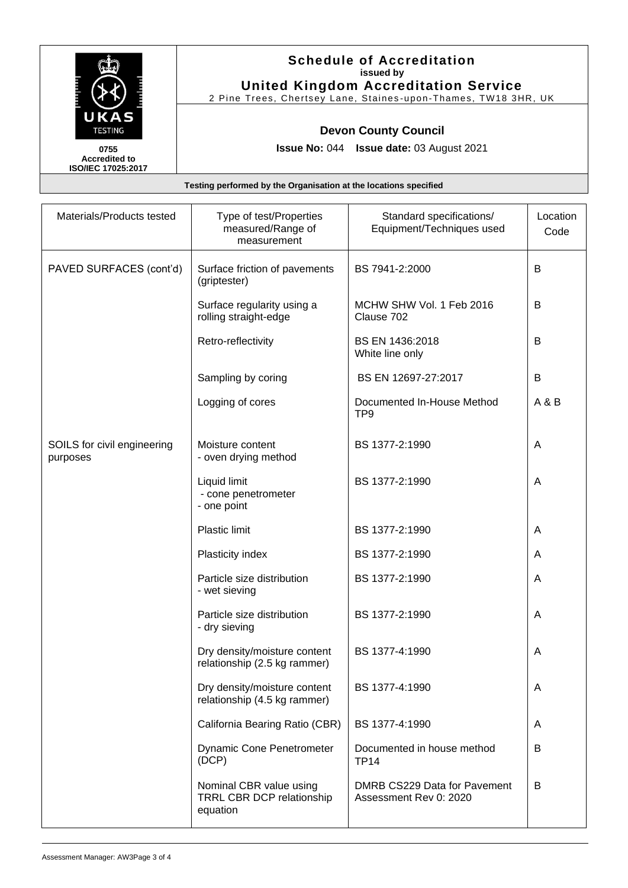**Schedule of Accreditation**
issued by
**United Kingdom Accreditation Service**
2 Pine Trees, Chertsey Lane, Staines-upon-Thames, TW18 3HR, UK

0755
Accredited to
ISO/IEC 17025:2017

**Devon County Council**

**Issue No:** 044 **Issue date:** 03 August 2021

**Testing performed by the Organisation at the locations specified**

| Materials/Products tested | Type of test/Properties measured/Range of measurement | Standard specifications/ Equipment/Techniques used | Location Code |
|---|---|---|---|
| PAVED SURFACES (cont'd) | Surface friction of pavements (griptester) | BS 7941-2:2000 | B |
| | Surface regularity using a rolling straight-edge | MCHW SHW Vol. 1 Feb 2016 Clause 702 | B |
| | Retro-reflectivity | BS EN 1436:2018 White line only | B |
| | Sampling by coring | BS EN 12697-27:2017 | B |
| | Logging of cores | Documented In-House Method TP9 | A & B |
| SOILS for civil engineering purposes | Moisture content - oven drying method | BS 1377-2:1990 | A |
| | Liquid limit - cone penetrometer - one point | BS 1377-2:1990 | A |
| | Plastic limit | BS 1377-2:1990 | A |
| | Plasticity index | BS 1377-2:1990 | A |
| | Particle size distribution - wet sieving | BS 1377-2:1990 | A |
| | Particle size distribution - dry sieving | BS 1377-2:1990 | A |
| | Dry density/moisture content relationship (2.5 kg rammer) | BS 1377-4:1990 | A |
| | Dry density/moisture content relationship (4.5 kg rammer) | BS 1377-4:1990 | A |
| | California Bearing Ratio (CBR) | BS 1377-4:1990 | A |
| | Dynamic Cone Penetrometer (DCP) | Documented in house method TP14 | B |
| | Nominal CBR value using TRRL CBR DCP relationship equation | DMRB CS229 Data for Pavement Assessment Rev 0: 2020 | B |

Assessment Manager: AW3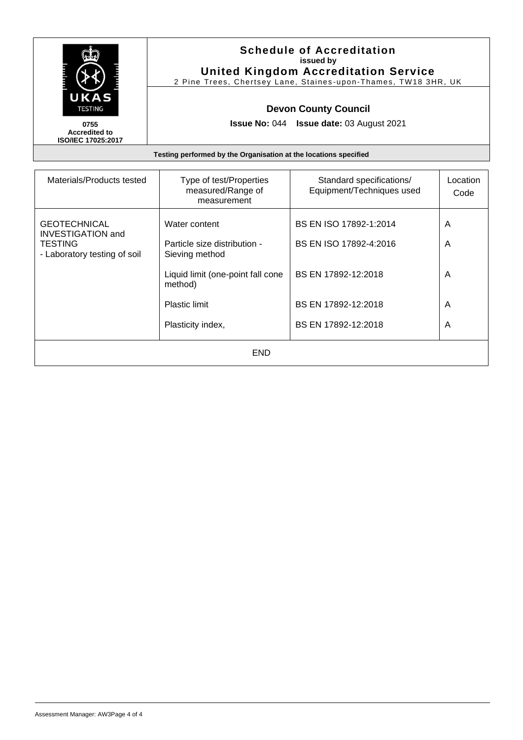**Schedule of Accreditation**
**issued by**
**United Kingdom Accreditation Service**
2 Pine Trees, Chertsey Lane, Staines-upon-Thames, TW18 3HR, UK

UKAS TESTING

**0755**
**Accredited to**
**ISO/IEC 17025:2017**

**Devon County Council**

**Issue No:** 044 **Issue date:** 03 August 2021

**Testing performed by the Organisation at the locations specified**

| Materials/Products tested | Type of test/Properties measured/Range of measurement | Standard specifications/ Equipment/Techniques used | Location Code |
|---|---|---|---|
| GEOTECHNICAL INVESTIGATION and TESTING<br>- Laboratory testing of soil | Water content | BS EN ISO 17892-1:2014 | A |
| | Particle size distribution - Sieving method | BS EN ISO 17892-4:2016 | A |
| | Liquid limit (one-point fall cone method) | BS EN 17892-12:2018 | A |
| | Plastic limit | BS EN 17892-12:2018 | A |
| | Plasticity index, | BS EN 17892-12:2018 | A |
| END | | | |

Assessment Manager: AW3